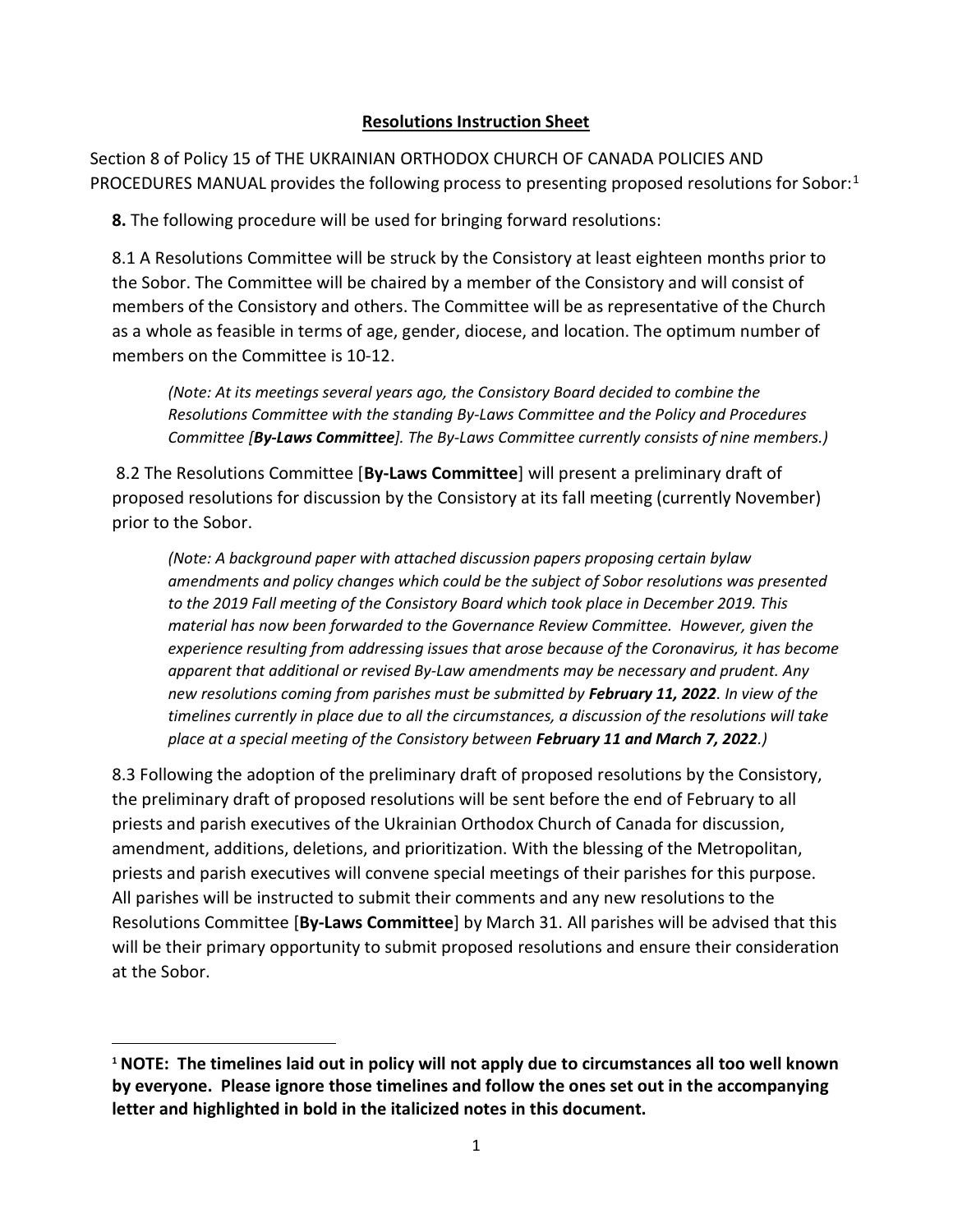# **Resolutions Instruction Sheet**

Section 8 of Policy 15 of THE UKRAINIAN ORTHODOX CHURCH OF CANADA POLICIES AND PROCEDURES MANUAL provides the following process to presenting proposed resolutions for Sobor:[1]

**8.** The following procedure will be used for bringing forward resolutions:

8.1 A Resolutions Committee will be struck by the Consistory at least eighteen months prior to the Sobor. The Committee will be chaired by a member of the Consistory and will consist of members of the Consistory and others. The Committee will be as representative of the Church as a whole as feasible in terms of age, gender, diocese, and location. The optimum number of members on the Committee is 10-12.

> *(Note: At its meetings several years ago, the Consistory Board decided to combine the Resolutions Committee with the standing By-Laws Committee and the Policy and Procedures Committee [**By-Laws Committee**]. The By-Laws Committee currently consists of nine members.)*

8.2 The Resolutions Committee [**By-Laws Committee**] will present a preliminary draft of proposed resolutions for discussion by the Consistory at its fall meeting (currently November) prior to the Sobor.

> *(Note: A background paper with attached discussion papers proposing certain bylaw amendments and policy changes which could be the subject of Sobor resolutions was presented to the 2019 Fall meeting of the Consistory Board which took place in December 2019. This material has now been forwarded to the Governance Review Committee. However, given the experience resulting from addressing issues that arose because of the Coronavirus, it has become apparent that additional or revised By-Law amendments may be necessary and prudent. Any new resolutions coming from parishes must be submitted by **February 11, 2022**. In view of the timelines currently in place due to all the circumstances, a discussion of the resolutions will take place at a special meeting of the Consistory between **February 11 and March 7, 2022**.)*

8.3 Following the adoption of the preliminary draft of proposed resolutions by the Consistory, the preliminary draft of proposed resolutions will be sent before the end of February to all priests and parish executives of the Ukrainian Orthodox Church of Canada for discussion, amendment, additions, deletions, and prioritization. With the blessing of the Metropolitan, priests and parish executives will convene special meetings of their parishes for this purpose. All parishes will be instructed to submit their comments and any new resolutions to the Resolutions Committee [**By-Laws Committee**] by March 31. All parishes will be advised that this will be their primary opportunity to submit proposed resolutions and ensure their consideration at the Sobor.

---

[1] **NOTE: The timelines laid out in policy will not apply due to circumstances all too well known by everyone. Please ignore those timelines and follow the ones set out in the accompanying letter and highlighted in bold in the italicized notes in this document.**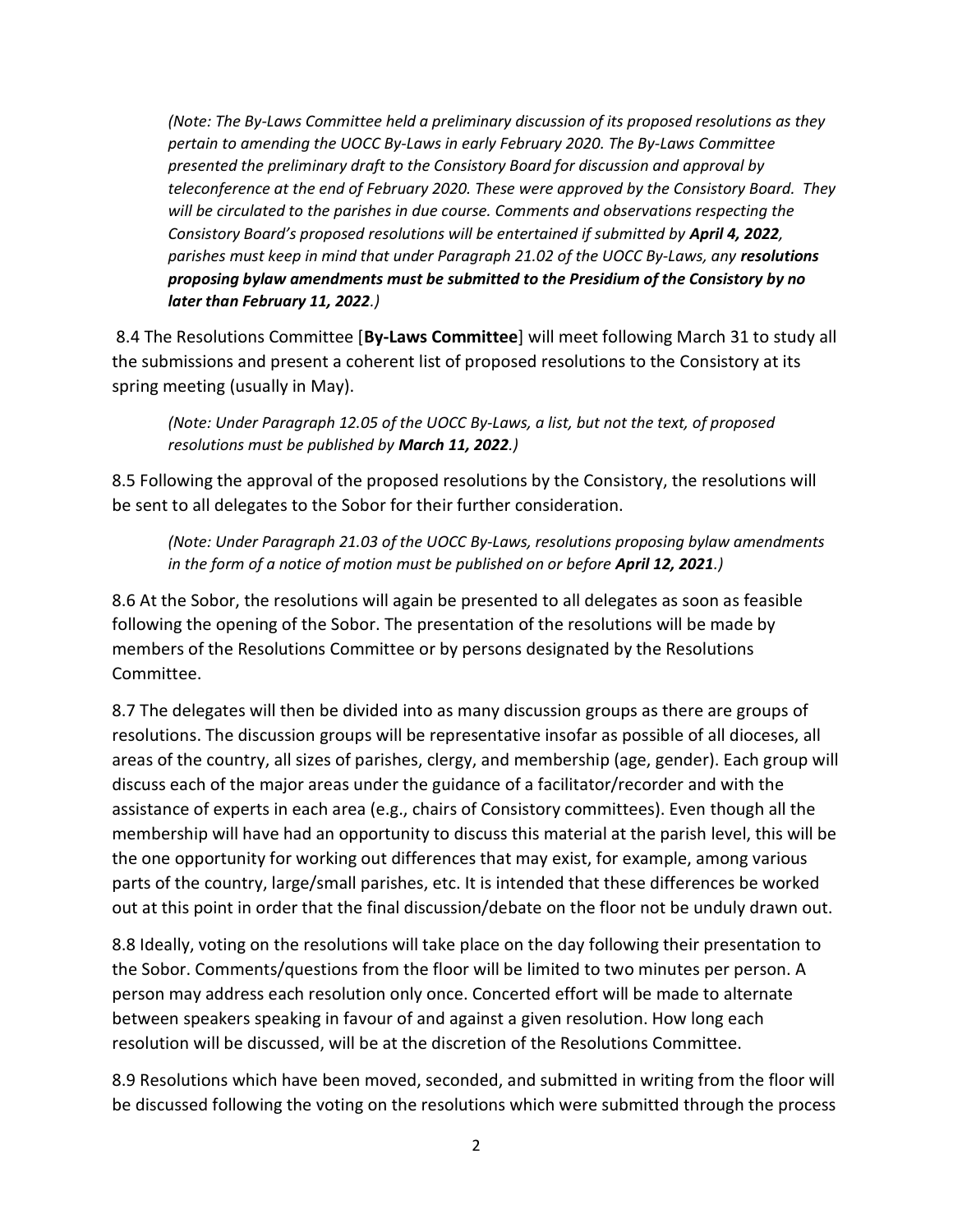*(Note: The By-Laws Committee held a preliminary discussion of its proposed resolutions as they pertain to amending the UOCC By-Laws in early February 2020. The By-Laws Committee presented the preliminary draft to the Consistory Board for discussion and approval by teleconference at the end of February 2020. These were approved by the Consistory Board. They will be circulated to the parishes in due course. Comments and observations respecting the Consistory Board's proposed resolutions will be entertained if submitted by **April 4, 2022**, parishes must keep in mind that under Paragraph 21.02 of the UOCC By-Laws, any **resolutions proposing bylaw amendments must be submitted to the Presidium of the Consistory by no later than February 11, 2022**.)*

8.4 The Resolutions Committee [**By-Laws Committee**] will meet following March 31 to study all the submissions and present a coherent list of proposed resolutions to the Consistory at its spring meeting (usually in May).

*(Note: Under Paragraph 12.05 of the UOCC By-Laws, a list, but not the text, of proposed resolutions must be published by **March 11, 2022**.)*

8.5 Following the approval of the proposed resolutions by the Consistory, the resolutions will be sent to all delegates to the Sobor for their further consideration.

*(Note: Under Paragraph 21.03 of the UOCC By-Laws, resolutions proposing bylaw amendments in the form of a notice of motion must be published on or before **April 12, 2021**.)*

8.6 At the Sobor, the resolutions will again be presented to all delegates as soon as feasible following the opening of the Sobor. The presentation of the resolutions will be made by members of the Resolutions Committee or by persons designated by the Resolutions Committee.

8.7 The delegates will then be divided into as many discussion groups as there are groups of resolutions. The discussion groups will be representative insofar as possible of all dioceses, all areas of the country, all sizes of parishes, clergy, and membership (age, gender). Each group will discuss each of the major areas under the guidance of a facilitator/recorder and with the assistance of experts in each area (e.g., chairs of Consistory committees). Even though all the membership will have had an opportunity to discuss this material at the parish level, this will be the one opportunity for working out differences that may exist, for example, among various parts of the country, large/small parishes, etc. It is intended that these differences be worked out at this point in order that the final discussion/debate on the floor not be unduly drawn out.

8.8 Ideally, voting on the resolutions will take place on the day following their presentation to the Sobor. Comments/questions from the floor will be limited to two minutes per person. A person may address each resolution only once. Concerted effort will be made to alternate between speakers speaking in favour of and against a given resolution. How long each resolution will be discussed, will be at the discretion of the Resolutions Committee.

8.9 Resolutions which have been moved, seconded, and submitted in writing from the floor will be discussed following the voting on the resolutions which were submitted through the process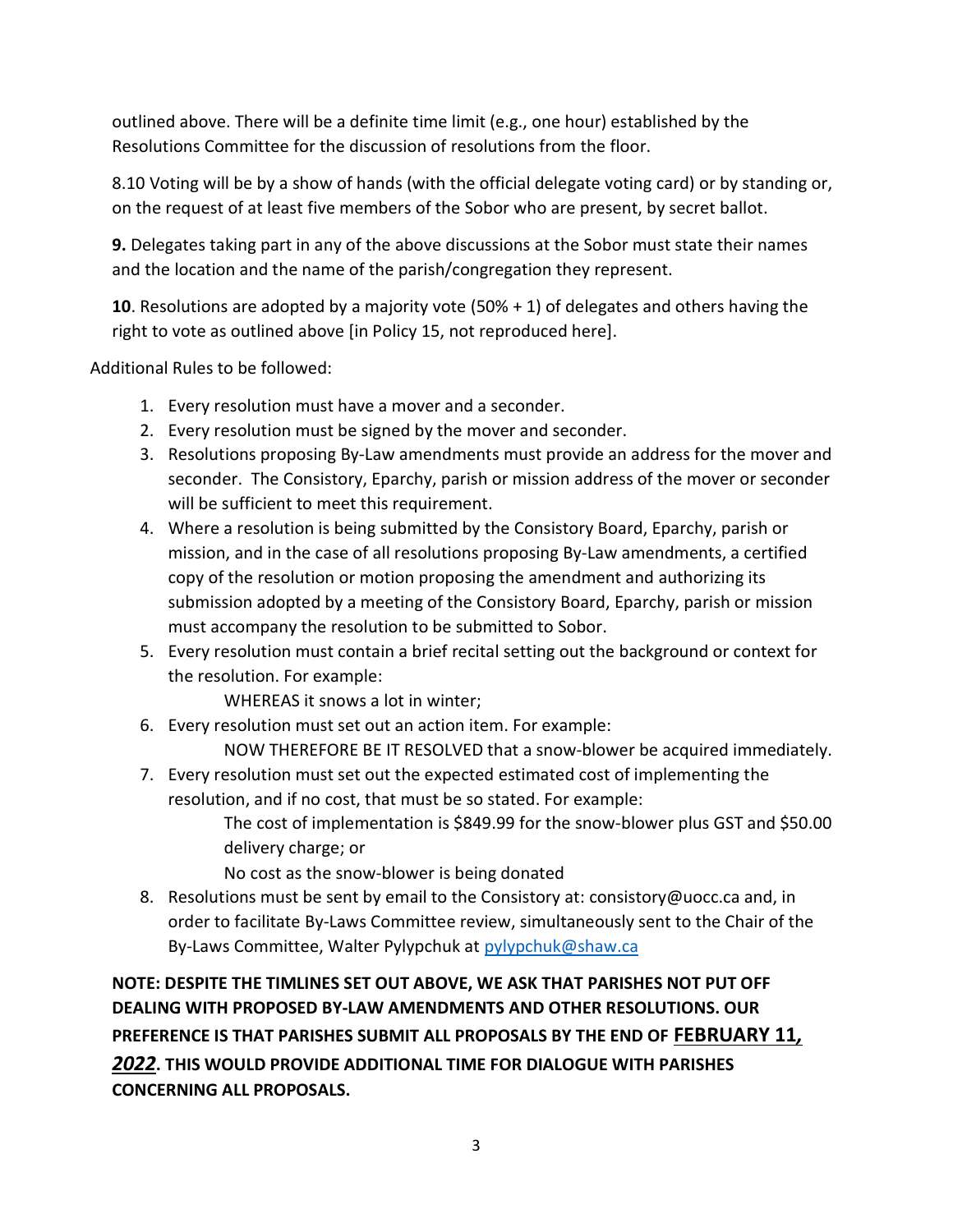outlined above. There will be a definite time limit (e.g., one hour) established by the Resolutions Committee for the discussion of resolutions from the floor.

8.10 Voting will be by a show of hands (with the official delegate voting card) or by standing or, on the request of at least five members of the Sobor who are present, by secret ballot.

**9.** Delegates taking part in any of the above discussions at the Sobor must state their names and the location and the name of the parish/congregation they represent.

**10**. Resolutions are adopted by a majority vote (50% + 1) of delegates and others having the right to vote as outlined above [in Policy 15, not reproduced here].

Additional Rules to be followed:

1. Every resolution must have a mover and a seconder.
2. Every resolution must be signed by the mover and seconder.
3. Resolutions proposing By-Law amendments must provide an address for the mover and seconder. The Consistory, Eparchy, parish or mission address of the mover or seconder will be sufficient to meet this requirement.
4. Where a resolution is being submitted by the Consistory Board, Eparchy, parish or mission, and in the case of all resolutions proposing By-Law amendments, a certified copy of the resolution or motion proposing the amendment and authorizing its submission adopted by a meeting of the Consistory Board, Eparchy, parish or mission must accompany the resolution to be submitted to Sobor.
5. Every resolution must contain a brief recital setting out the background or context for the resolution. For example:

   WHEREAS it snows a lot in winter;
6. Every resolution must set out an action item. For example:

   NOW THEREFORE BE IT RESOLVED that a snow-blower be acquired immediately.
7. Every resolution must set out the expected estimated cost of implementing the resolution, and if no cost, that must be so stated. For example:

   The cost of implementation is $849.99 for the snow-blower plus GST and $50.00 delivery charge; or

   No cost as the snow-blower is being donated
8. Resolutions must be sent by email to the Consistory at: consistory@uocc.ca and, in order to facilitate By-Laws Committee review, simultaneously sent to the Chair of the By-Laws Committee, Walter Pylypchuk at pylypchuk@shaw.ca

**NOTE: DESPITE THE TIMLINES SET OUT ABOVE, WE ASK THAT PARISHES NOT PUT OFF DEALING WITH PROPOSED BY-LAW AMENDMENTS AND OTHER RESOLUTIONS. OUR PREFERENCE IS THAT PARISHES SUBMIT ALL PROPOSALS BY THE END OF FEBRUARY 11, *2022*. THIS WOULD PROVIDE ADDITIONAL TIME FOR DIALOGUE WITH PARISHES CONCERNING ALL PROPOSALS.**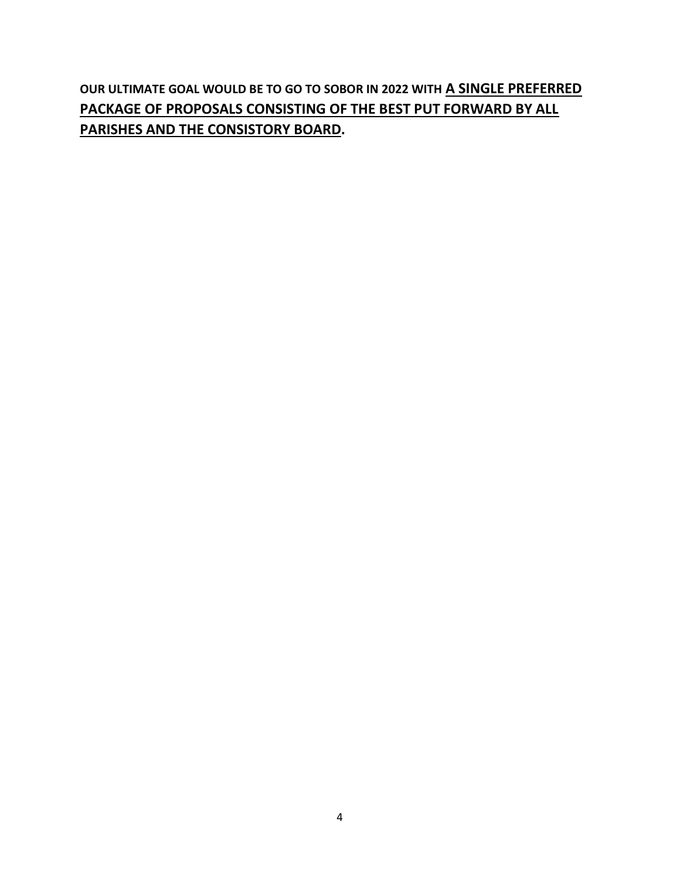**OUR ULTIMATE GOAL WOULD BE TO GO TO SOBOR IN 2022 WITH <u>A SINGLE PREFERRED PACKAGE OF PROPOSALS CONSISTING OF THE BEST PUT FORWARD BY ALL PARISHES AND THE CONSISTORY BOARD</u>.**